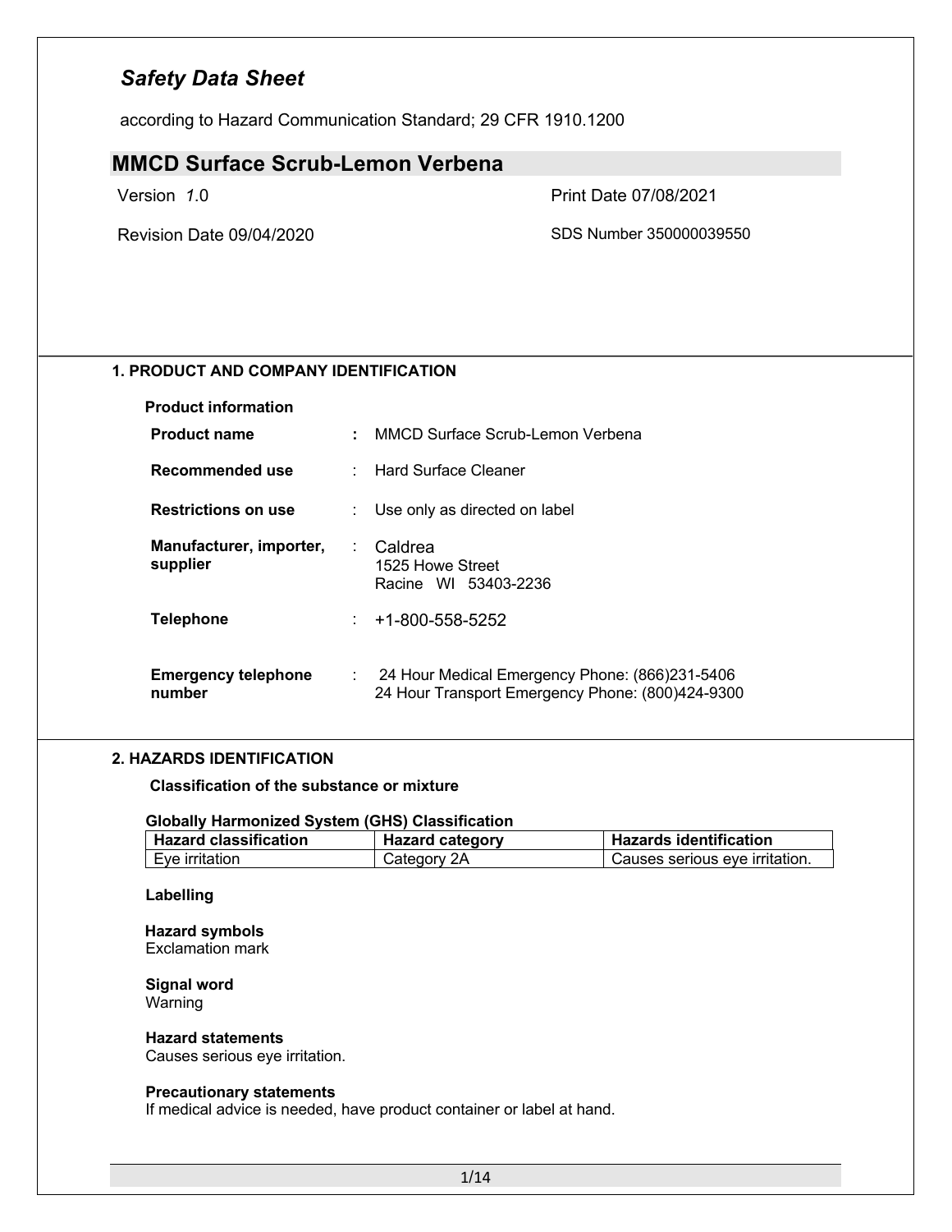# *Safety Data Sheet*

according to Hazard Communication Standard; 29 CFR 1910.1200

## MMCD Surface Scrub-Lemon Verbena

Version *1*.0

Print Date 07/08/2021

Revision Date 09/04/2020

SDS Number 350000039550

### 1. PRODUCT AND COMPANY IDENTIFICATION

**Product information**

| | | |
|---|---|---|
| **Product name** | : | MMCD Surface Scrub-Lemon Verbena |
| **Recommended use** | : | Hard Surface Cleaner |
| **Restrictions on use** | : | Use only as directed on label |
| **Manufacturer, importer, supplier** | : | Caldrea<br>1525 Howe Street<br>Racine WI 53403-2236 |
| **Telephone** | : | +1-800-558-5252 |
| **Emergency telephone number** | : | 24 Hour Medical Emergency Phone: (866)231-5406<br>24 Hour Transport Emergency Phone: (800)424-9300 |

### 2. HAZARDS IDENTIFICATION

**Classification of the substance or mixture**

**Globally Harmonized System (GHS) Classification**

| Hazard classification | Hazard category | Hazards identification |
|---|---|---|
| Eye irritation | Category 2A | Causes serious eye irritation. |

**Labelling**

**Hazard symbols**
Exclamation mark

**Signal word**
Warning

**Hazard statements**
Causes serious eye irritation.

**Precautionary statements**
If medical advice is needed, have product container or label at hand.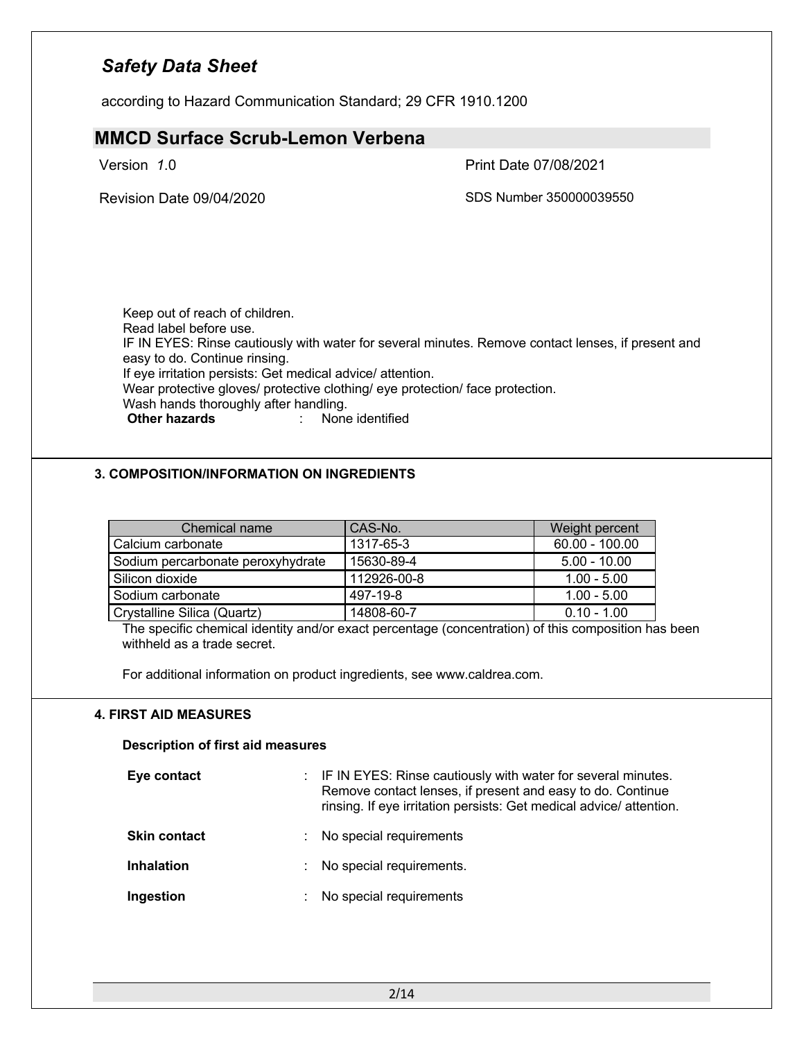Keep out of reach of children.
Read label before use.
IF IN EYES: Rinse cautiously with water for several minutes. Remove contact lenses, if present and easy to do. Continue rinsing.
If eye irritation persists: Get medical advice/ attention.
Wear protective gloves/ protective clothing/ eye protection/ face protection.
Wash hands thoroughly after handling.

**Other hazards** : None identified

## 3. COMPOSITION/INFORMATION ON INGREDIENTS

| Chemical name | CAS-No. | Weight percent |
|---|---|---|
| Calcium carbonate | 1317-65-3 | 60.00 - 100.00 |
| Sodium percarbonate peroxyhydrate | 15630-89-4 | 5.00 - 10.00 |
| Silicon dioxide | 112926-00-8 | 1.00 - 5.00 |
| Sodium carbonate | 497-19-8 | 1.00 - 5.00 |
| Crystalline Silica (Quartz) | 14808-60-7 | 0.10 - 1.00 |

The specific chemical identity and/or exact percentage (concentration) of this composition has been withheld as a trade secret.

For additional information on product ingredients, see www.caldrea.com.

## 4. FIRST AID MEASURES

**Description of first aid measures**

**Eye contact** : IF IN EYES: Rinse cautiously with water for several minutes. Remove contact lenses, if present and easy to do. Continue rinsing. If eye irritation persists: Get medical advice/ attention.

**Skin contact** : No special requirements

**Inhalation** : No special requirements.

**Ingestion** : No special requirements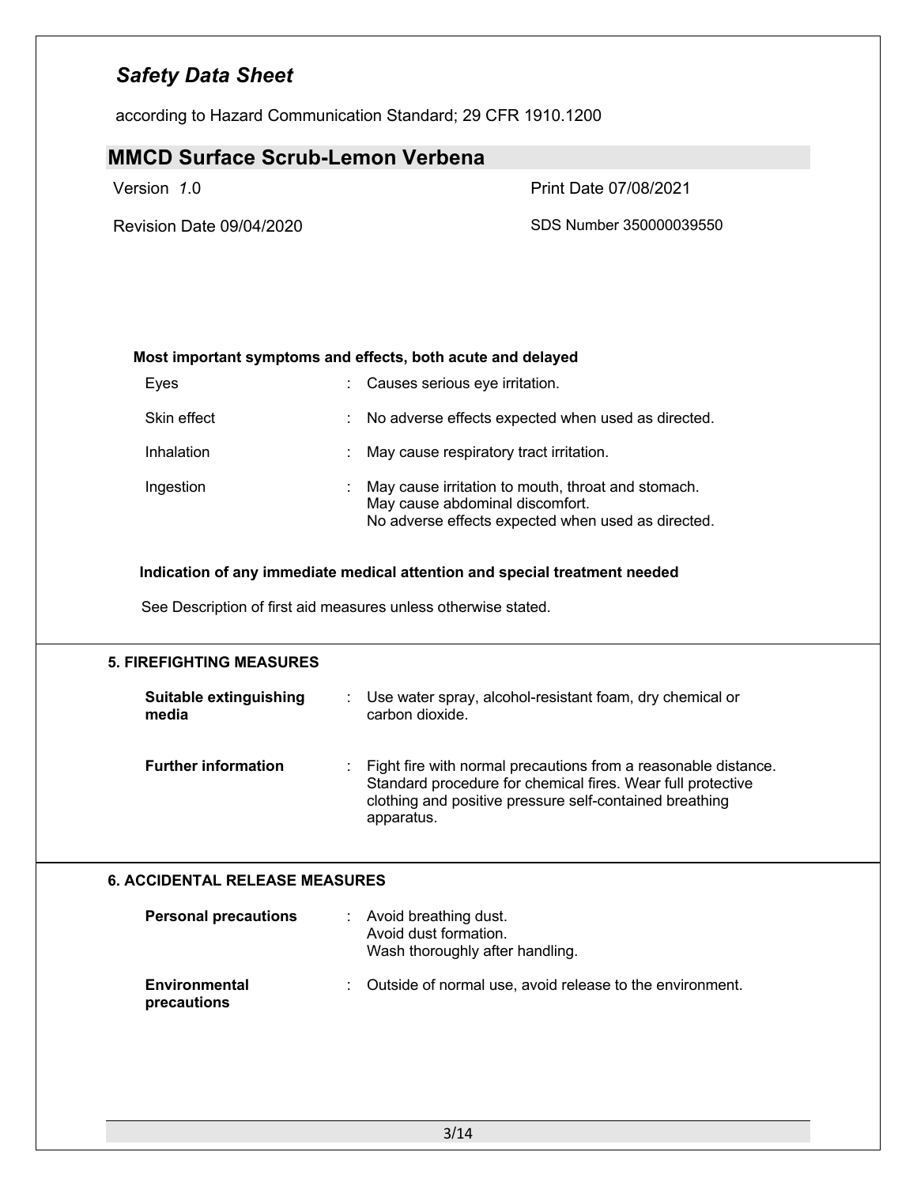**Most important symptoms and effects, both acute and delayed**

| | | |
|---|---|---|
| Eyes | : | Causes serious eye irritation. |
| Skin effect | : | No adverse effects expected when used as directed. |
| Inhalation | : | May cause respiratory tract irritation. |
| Ingestion | : | May cause irritation to mouth, throat and stomach.<br>May cause abdominal discomfort.<br>No adverse effects expected when used as directed. |

**Indication of any immediate medical attention and special treatment needed**

See Description of first aid measures unless otherwise stated.

## 5. FIREFIGHTING MEASURES

| | | |
|---|---|---|
| **Suitable extinguishing media** | : | Use water spray, alcohol-resistant foam, dry chemical or carbon dioxide. |
| **Further information** | : | Fight fire with normal precautions from a reasonable distance. Standard procedure for chemical fires. Wear full protective clothing and positive pressure self-contained breathing apparatus. |

## 6. ACCIDENTAL RELEASE MEASURES

| | | |
|---|---|---|
| **Personal precautions** | : | Avoid breathing dust.<br>Avoid dust formation.<br>Wash thoroughly after handling. |
| **Environmental precautions** | : | Outside of normal use, avoid release to the environment. |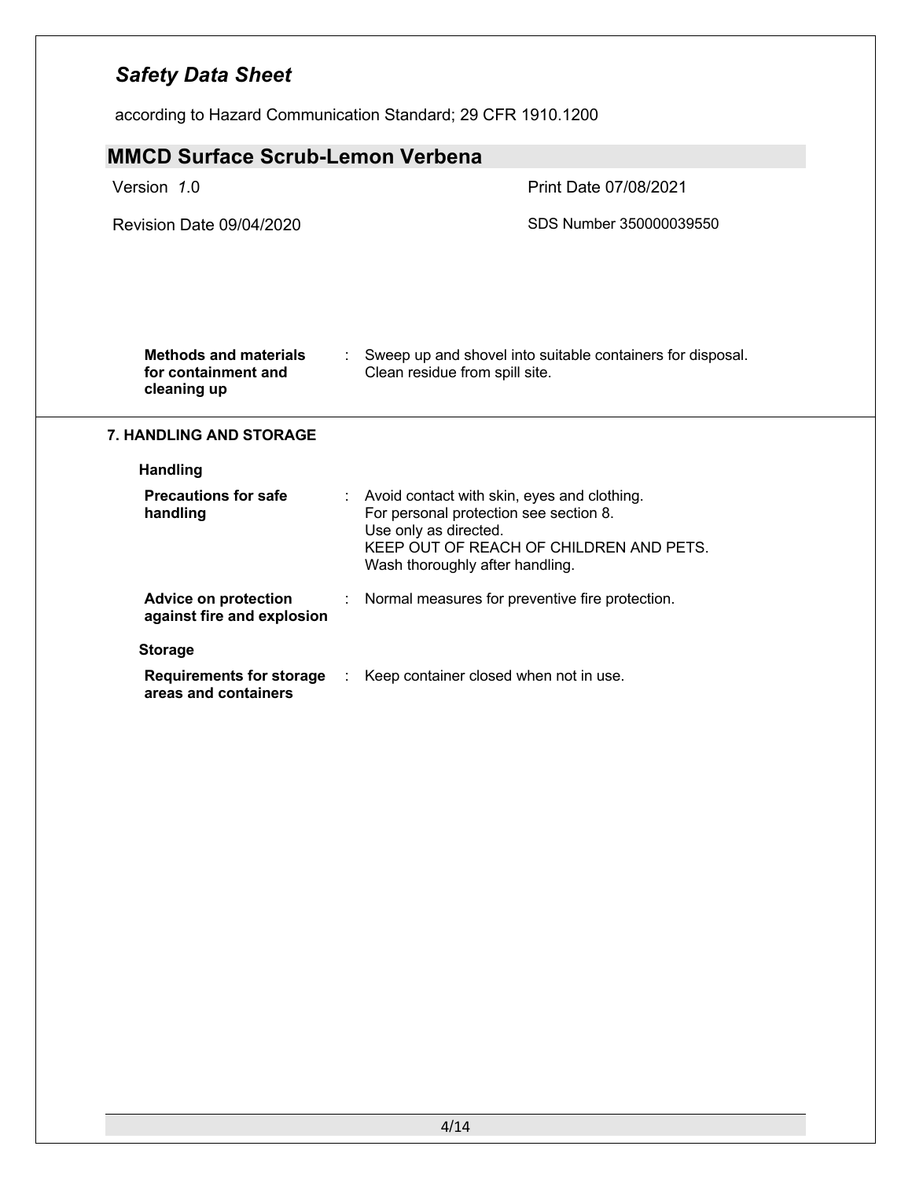| | | |
|---|---|---|
| **Methods and materials for containment and cleaning up** | : | Sweep up and shovel into suitable containers for disposal.<br>Clean residue from spill site. |

## 7. HANDLING AND STORAGE

### Handling

| | | |
|---|---|---|
| **Precautions for safe handling** | : | Avoid contact with skin, eyes and clothing.<br>For personal protection see section 8.<br>Use only as directed.<br>KEEP OUT OF REACH OF CHILDREN AND PETS.<br>Wash thoroughly after handling. |
| **Advice on protection against fire and explosion** | : | Normal measures for preventive fire protection. |

### Storage

| | | |
|---|---|---|
| **Requirements for storage areas and containers** | : | Keep container closed when not in use. |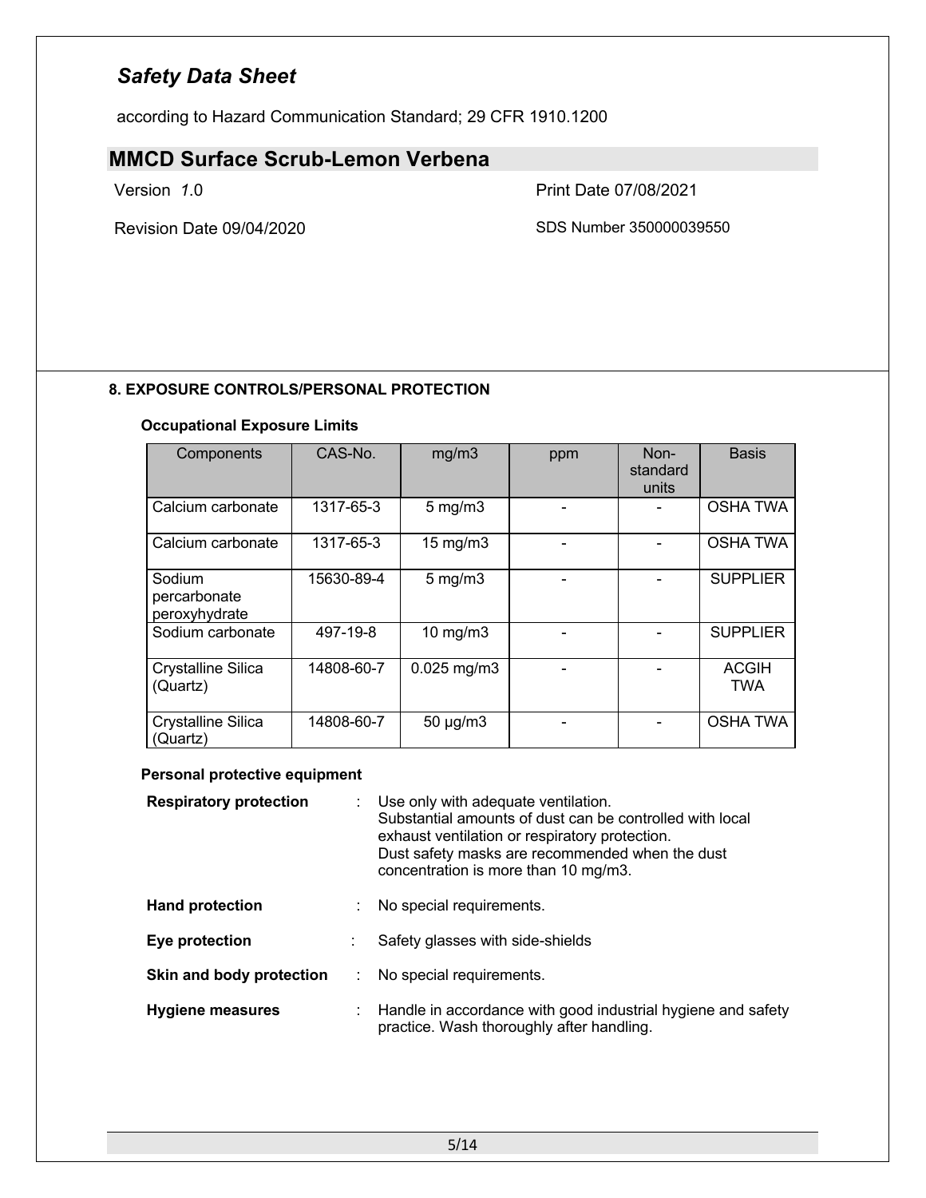## 8. EXPOSURE CONTROLS/PERSONAL PROTECTION

### Occupational Exposure Limits

| Components | CAS-No. | mg/m3 | ppm | Non-standard units | Basis |
|---|---|---|---|---|---|
| Calcium carbonate | 1317-65-3 | 5 mg/m3 | - | - | OSHA TWA |
| Calcium carbonate | 1317-65-3 | 15 mg/m3 | - | - | OSHA TWA |
| Sodium percarbonate peroxyhydrate | 15630-89-4 | 5 mg/m3 | - | - | SUPPLIER |
| Sodium carbonate | 497-19-8 | 10 mg/m3 | - | - | SUPPLIER |
| Crystalline Silica (Quartz) | 14808-60-7 | 0.025 mg/m3 | - | - | ACGIH TWA |
| Crystalline Silica (Quartz) | 14808-60-7 | 50 µg/m3 | - | - | OSHA TWA |

### Personal protective equipment

**Respiratory protection** : Use only with adequate ventilation. Substantial amounts of dust can be controlled with local exhaust ventilation or respiratory protection. Dust safety masks are recommended when the dust concentration is more than 10 mg/m3.

**Hand protection** : No special requirements.

**Eye protection** : Safety glasses with side-shields

**Skin and body protection** : No special requirements.

**Hygiene measures** : Handle in accordance with good industrial hygiene and safety practice. Wash thoroughly after handling.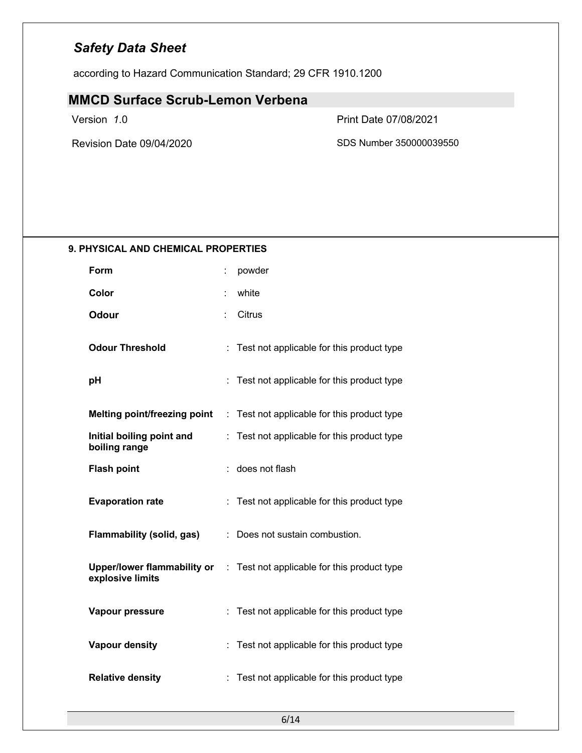## 9. PHYSICAL AND CHEMICAL PROPERTIES

| | | |
|---|---|---|
| **Form** | : | powder |
| **Color** | : | white |
| **Odour** | : | Citrus |
| **Odour Threshold** | : | Test not applicable for this product type |
| **pH** | : | Test not applicable for this product type |
| **Melting point/freezing point** | : | Test not applicable for this product type |
| **Initial boiling point and boiling range** | : | Test not applicable for this product type |
| **Flash point** | : | does not flash |
| **Evaporation rate** | : | Test not applicable for this product type |
| **Flammability (solid, gas)** | : | Does not sustain combustion. |
| **Upper/lower flammability or explosive limits** | : | Test not applicable for this product type |
| **Vapour pressure** | : | Test not applicable for this product type |
| **Vapour density** | : | Test not applicable for this product type |
| **Relative density** | : | Test not applicable for this product type |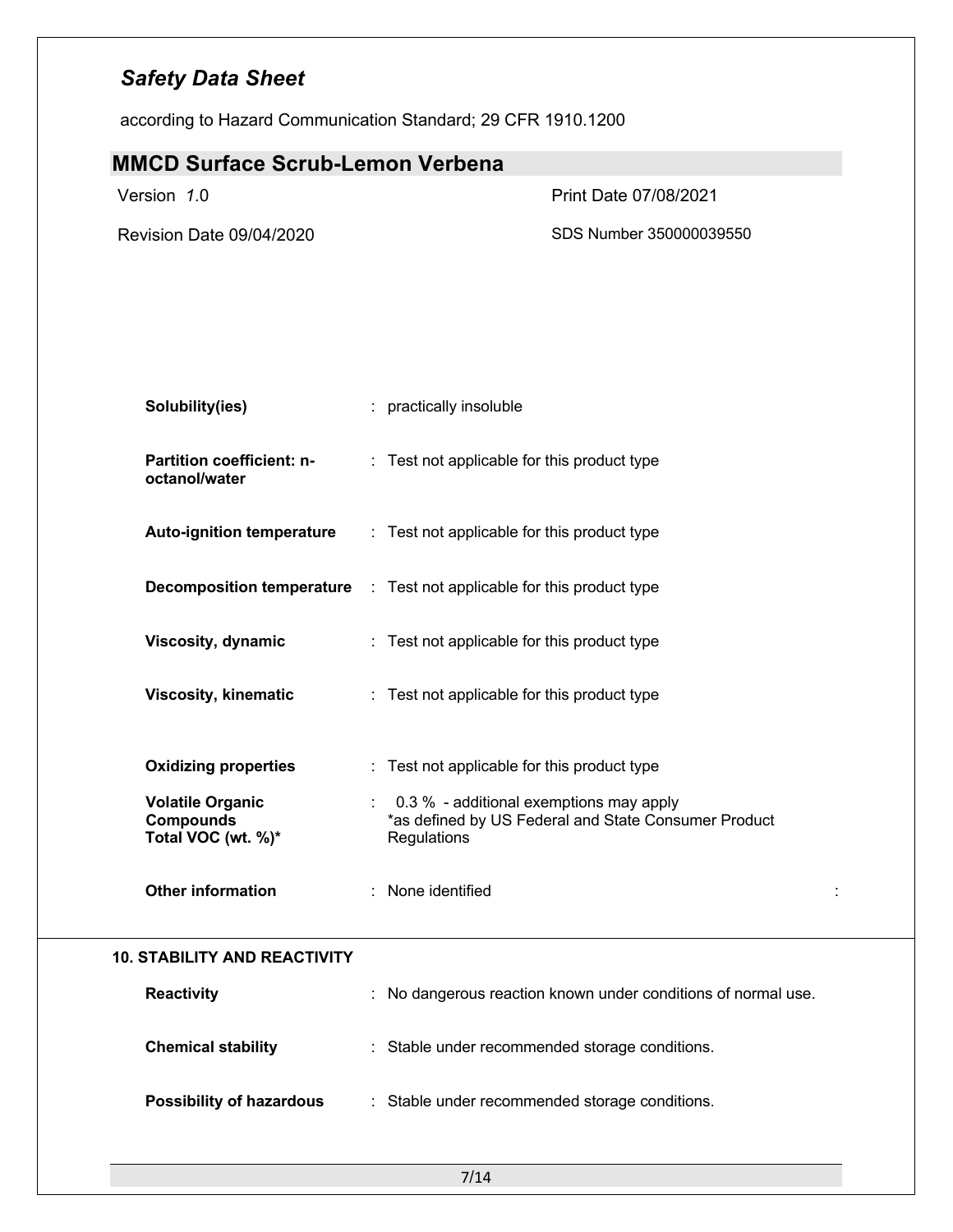| | | |
|---|---|---|
| **Solubility(ies)** | : | practically insoluble |
| **Partition coefficient: n-octanol/water** | : | Test not applicable for this product type |
| **Auto-ignition temperature** | : | Test not applicable for this product type |
| **Decomposition temperature** | : | Test not applicable for this product type |
| **Viscosity, dynamic** | : | Test not applicable for this product type |
| **Viscosity, kinematic** | : | Test not applicable for this product type |
| **Oxidizing properties** | : | Test not applicable for this product type |
| **Volatile Organic Compounds Total VOC (wt. %)*** | : | 0.3 % - additional exemptions may apply *as defined by US Federal and State Consumer Product Regulations |
| **Other information** | : | None identified |

## 10. STABILITY AND REACTIVITY

| | | |
|---|---|---|
| **Reactivity** | : | No dangerous reaction known under conditions of normal use. |
| **Chemical stability** | : | Stable under recommended storage conditions. |
| **Possibility of hazardous** | : | Stable under recommended storage conditions. |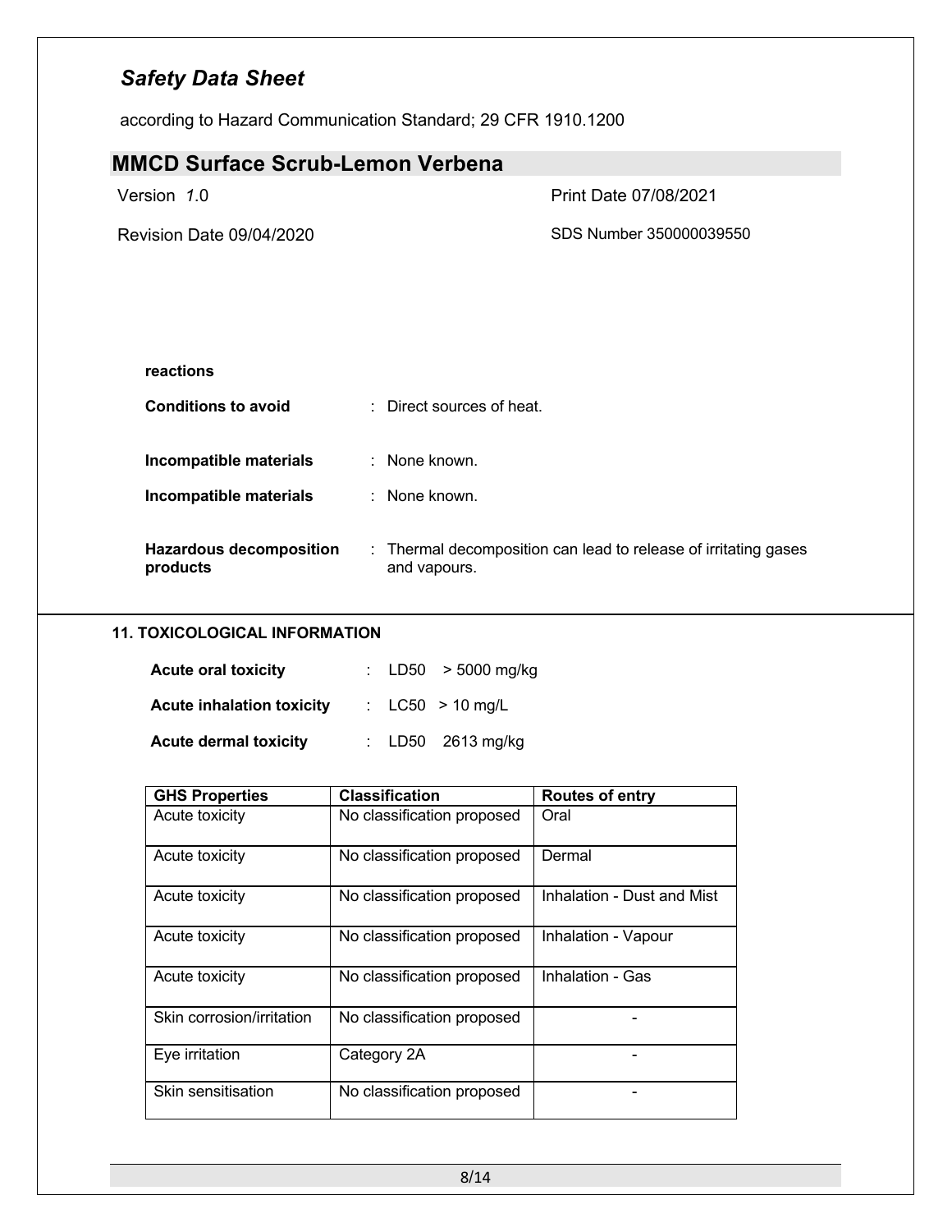**reactions**

**Conditions to avoid** : Direct sources of heat.

**Incompatible materials** : None known.

**Incompatible materials** : None known.

**Hazardous decomposition products** : Thermal decomposition can lead to release of irritating gases and vapours.

## 11. TOXICOLOGICAL INFORMATION

**Acute oral toxicity** : LD50 > 5000 mg/kg

**Acute inhalation toxicity** : LC50 > 10 mg/L

**Acute dermal toxicity** : LD50 2613 mg/kg

| GHS Properties | Classification | Routes of entry |
|---|---|---|
| Acute toxicity | No classification proposed | Oral |
| Acute toxicity | No classification proposed | Dermal |
| Acute toxicity | No classification proposed | Inhalation - Dust and Mist |
| Acute toxicity | No classification proposed | Inhalation - Vapour |
| Acute toxicity | No classification proposed | Inhalation - Gas |
| Skin corrosion/irritation | No classification proposed | - |
| Eye irritation | Category 2A | - |
| Skin sensitisation | No classification proposed | - |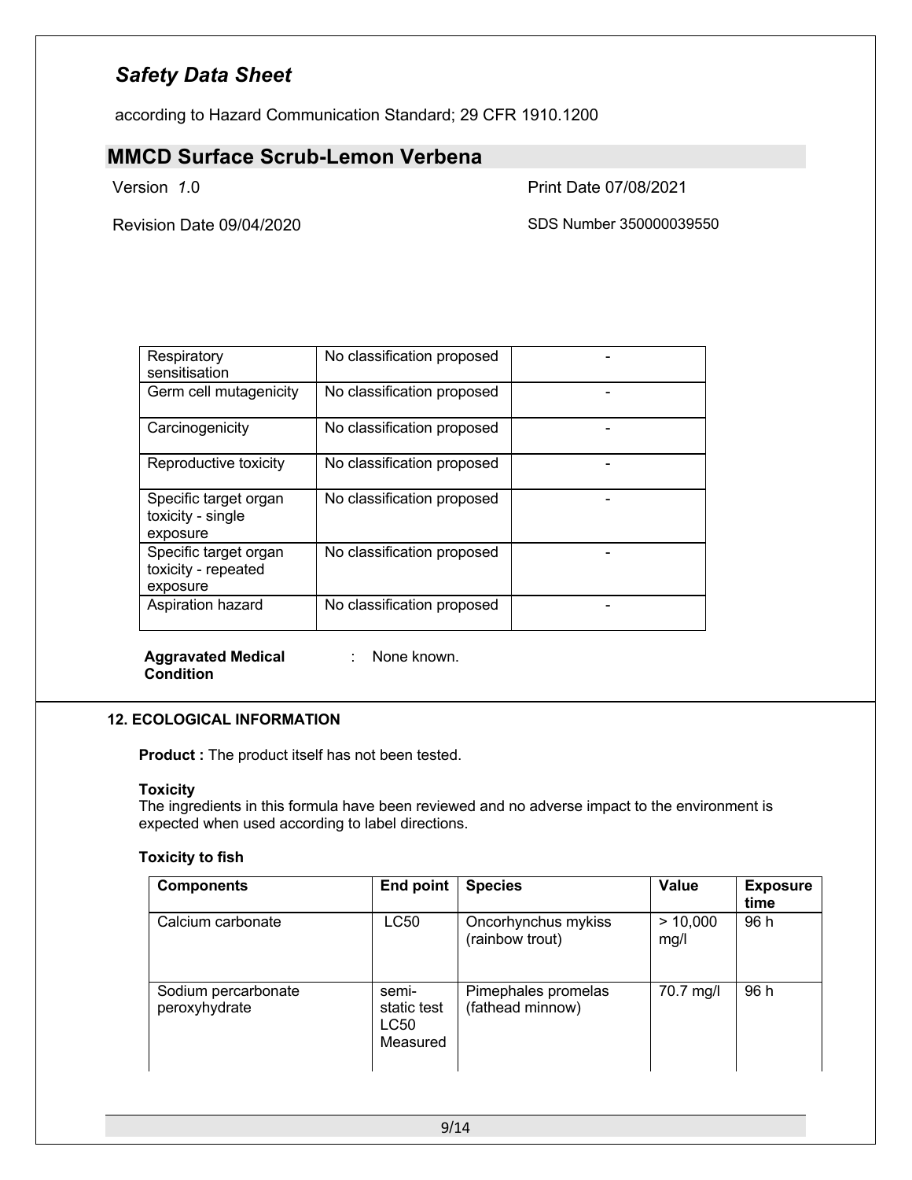| Respiratory sensitisation | No classification proposed | - |
|---|---|---|
| Germ cell mutagenicity | No classification proposed | - |
| Carcinogenicity | No classification proposed | - |
| Reproductive toxicity | No classification proposed | - |
| Specific target organ toxicity - single exposure | No classification proposed | - |
| Specific target organ toxicity - repeated exposure | No classification proposed | - |
| Aspiration hazard | No classification proposed | - |

**Aggravated Medical Condition** : None known.

## 12. ECOLOGICAL INFORMATION

**Product :** The product itself has not been tested.

**Toxicity**

The ingredients in this formula have been reviewed and no adverse impact to the environment is expected when used according to label directions.

**Toxicity to fish**

| Components | End point | Species | Value | Exposure time |
|---|---|---|---|---|
| Calcium carbonate | LC50 | Oncorhynchus mykiss (rainbow trout) | > 10,000 mg/l | 96 h |
| Sodium percarbonate peroxyhydrate | semi-static test LC50 Measured | Pimephales promelas (fathead minnow) | 70.7 mg/l | 96 h |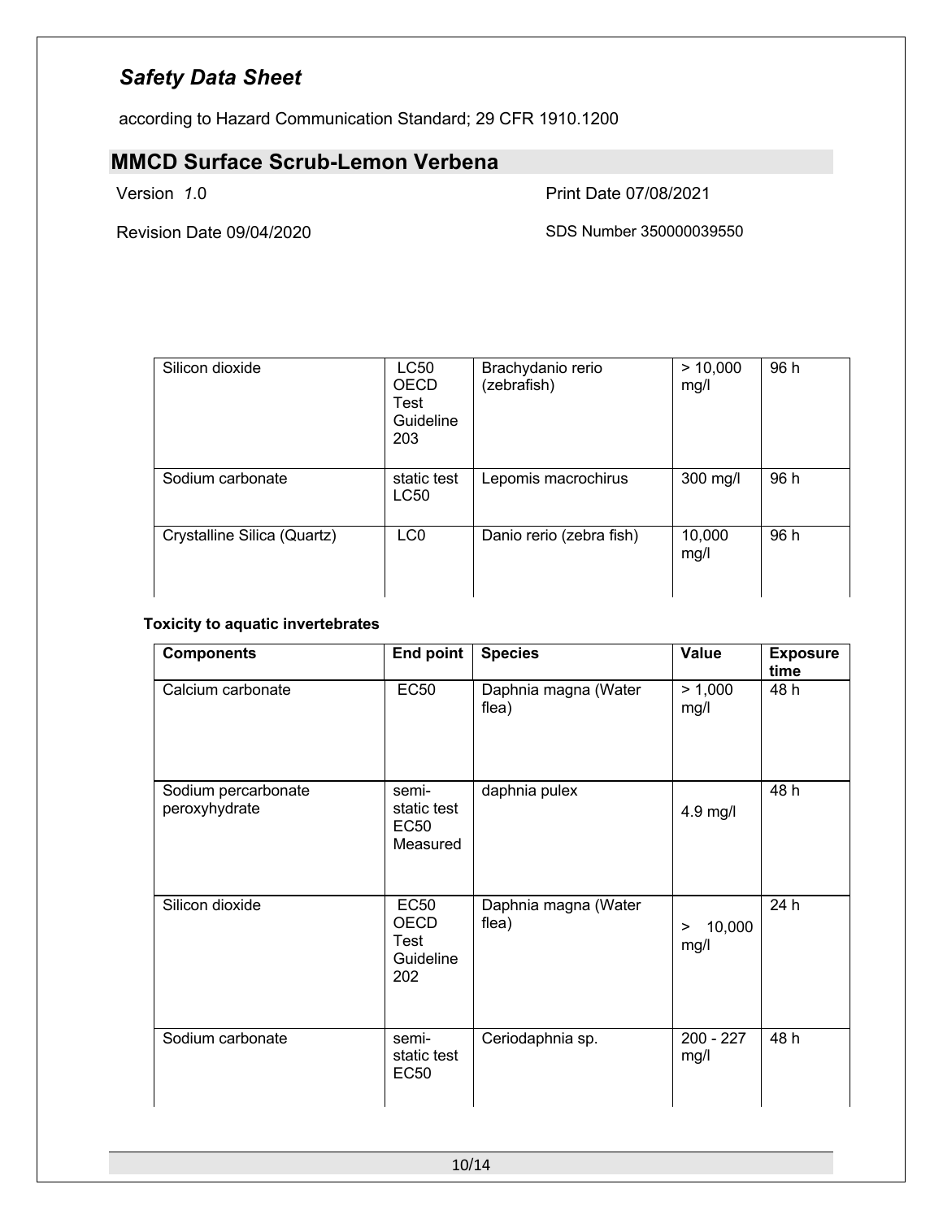| Silicon dioxide | LC50 OECD Test Guideline 203 | Brachydanio rerio (zebrafish) | > 10,000 mg/l | 96 h |
|---|---|---|---|---|
| Sodium carbonate | static test LC50 | Lepomis macrochirus | 300 mg/l | 96 h |
| Crystalline Silica (Quartz) | LC0 | Danio rerio (zebra fish) | 10,000 mg/l | 96 h |

**Toxicity to aquatic invertebrates**

| Components | End point | Species | Value | Exposure time |
|---|---|---|---|---|
| Calcium carbonate | EC50 | Daphnia magna (Water flea) | > 1,000 mg/l | 48 h |
| Sodium percarbonate peroxyhydrate | semi-static test EC50 Measured | daphnia pulex | 4.9 mg/l | 48 h |
| Silicon dioxide | EC50 OECD Test Guideline 202 | Daphnia magna (Water flea) | > 10,000 mg/l | 24 h |
| Sodium carbonate | semi-static test EC50 | Ceriodaphnia sp. | 200 - 227 mg/l | 48 h |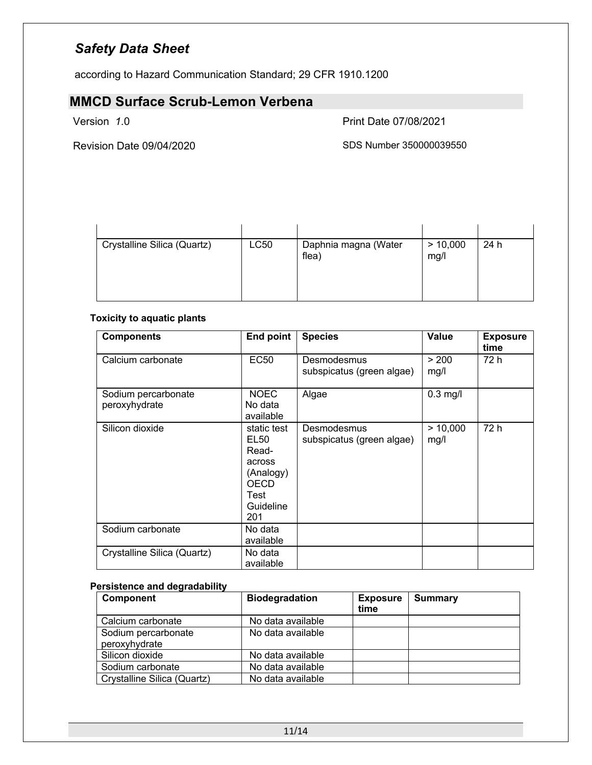| | | | | |
|---|---|---|---|---|
| Crystalline Silica (Quartz) | LC50 | Daphnia magna (Water flea) | > 10,000 mg/l | 24 h |

**Toxicity to aquatic plants**

| Components | End point | Species | Value | Exposure time |
|---|---|---|---|---|
| Calcium carbonate | EC50 | Desmodesmus subspicatus (green algae) | > 200 mg/l | 72 h |
| Sodium percarbonate peroxyhydrate | NOEC No data available | Algae | 0.3 mg/l | |
| Silicon dioxide | static test EL50 Read-across (Analogy) OECD Test Guideline 201 | Desmodesmus subspicatus (green algae) | > 10,000 mg/l | 72 h |
| Sodium carbonate | No data available | | | |
| Crystalline Silica (Quartz) | No data available | | | |

**Persistence and degradability**

| Component | Biodegradation | Exposure time | Summary |
|---|---|---|---|
| Calcium carbonate | No data available | | |
| Sodium percarbonate peroxyhydrate | No data available | | |
| Silicon dioxide | No data available | | |
| Sodium carbonate | No data available | | |
| Crystalline Silica (Quartz) | No data available | | |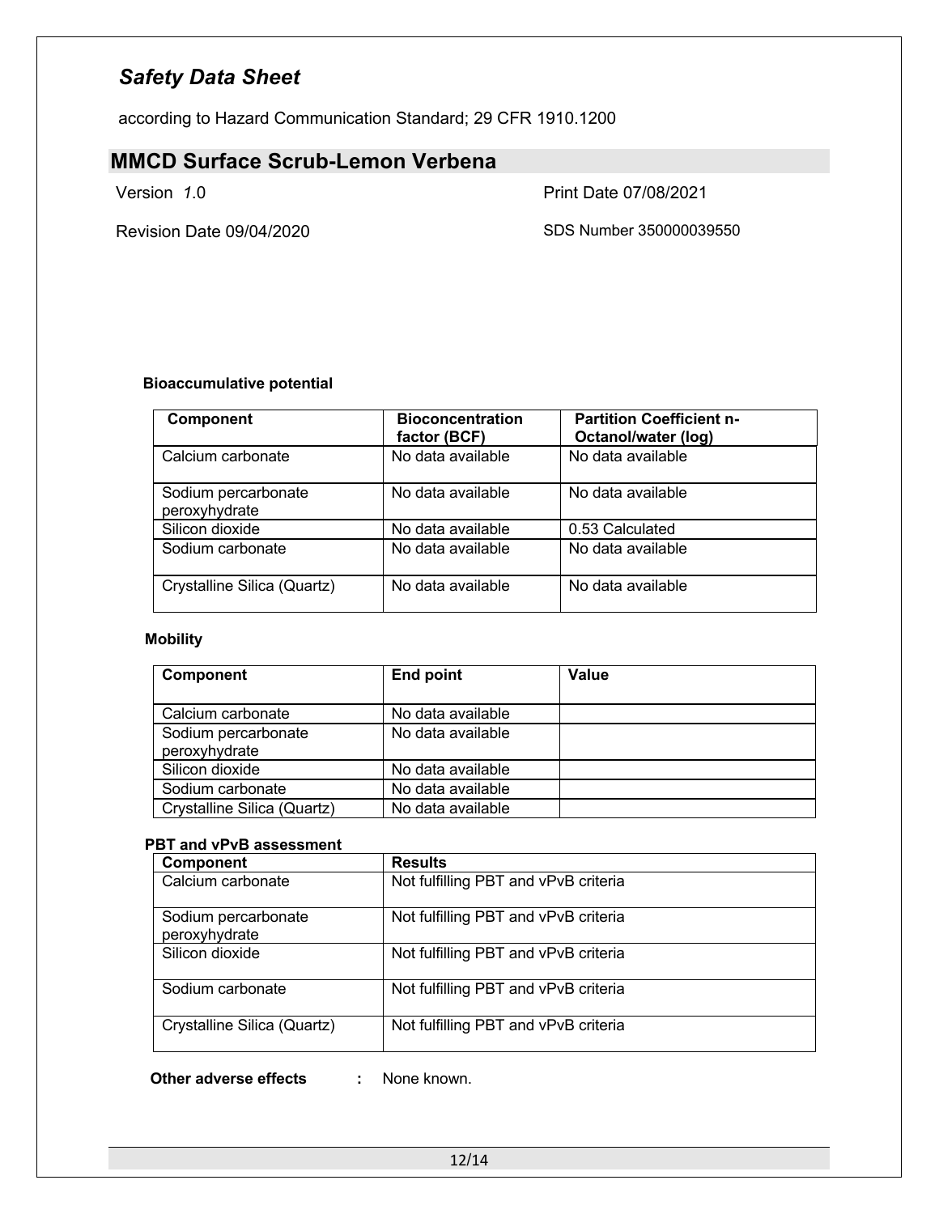**Bioaccumulative potential**

| Component | Bioconcentration factor (BCF) | Partition Coefficient n-Octanol/water (log) |
|---|---|---|
| Calcium carbonate | No data available | No data available |
| Sodium percarbonate peroxyhydrate | No data available | No data available |
| Silicon dioxide | No data available | 0.53 Calculated |
| Sodium carbonate | No data available | No data available |
| Crystalline Silica (Quartz) | No data available | No data available |

**Mobility**

| Component | End point | Value |
|---|---|---|
| Calcium carbonate | No data available | |
| Sodium percarbonate peroxyhydrate | No data available | |
| Silicon dioxide | No data available | |
| Sodium carbonate | No data available | |
| Crystalline Silica (Quartz) | No data available | |

**PBT and vPvB assessment**

| Component | Results |
|---|---|
| Calcium carbonate | Not fulfilling PBT and vPvB criteria |
| Sodium percarbonate peroxyhydrate | Not fulfilling PBT and vPvB criteria |
| Silicon dioxide | Not fulfilling PBT and vPvB criteria |
| Sodium carbonate | Not fulfilling PBT and vPvB criteria |
| Crystalline Silica (Quartz) | Not fulfilling PBT and vPvB criteria |

**Other adverse effects** : None known.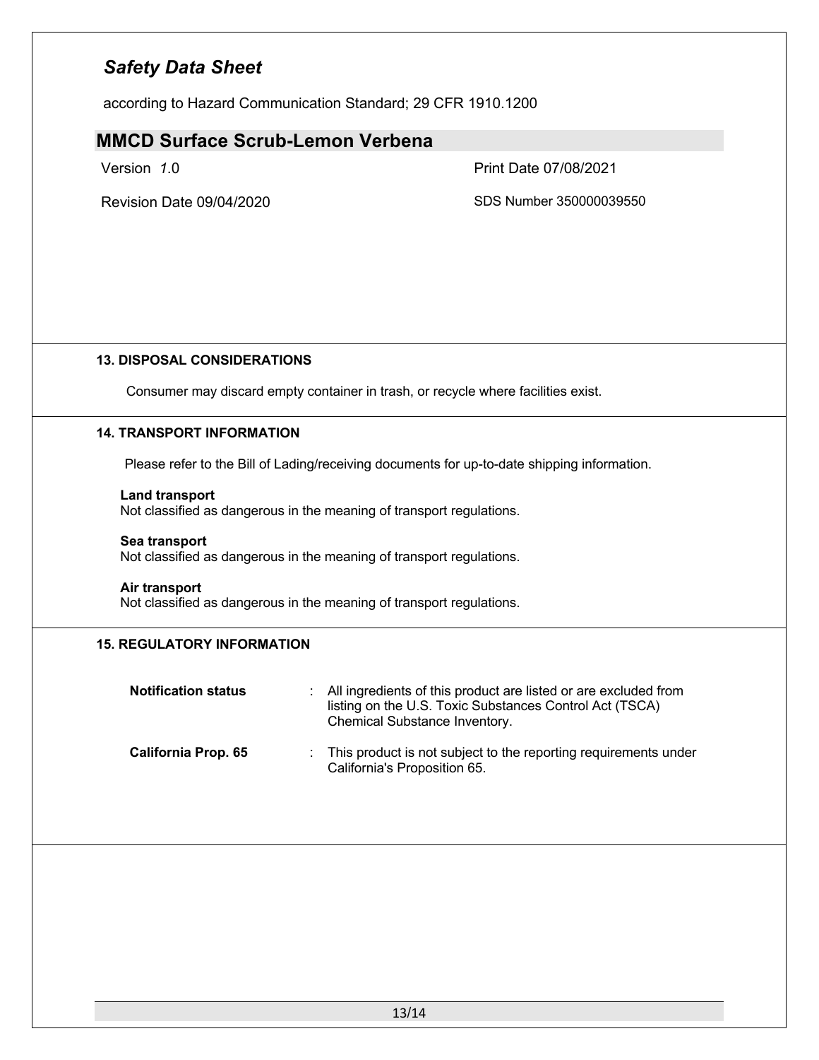## 13. DISPOSAL CONSIDERATIONS

Consumer may discard empty container in trash, or recycle where facilities exist.

## 14. TRANSPORT INFORMATION

Please refer to the Bill of Lading/receiving documents for up-to-date shipping information.

**Land transport**
Not classified as dangerous in the meaning of transport regulations.

**Sea transport**
Not classified as dangerous in the meaning of transport regulations.

**Air transport**
Not classified as dangerous in the meaning of transport regulations.

## 15. REGULATORY INFORMATION

**Notification status** : All ingredients of this product are listed or are excluded from listing on the U.S. Toxic Substances Control Act (TSCA) Chemical Substance Inventory.

**California Prop. 65** : This product is not subject to the reporting requirements under California's Proposition 65.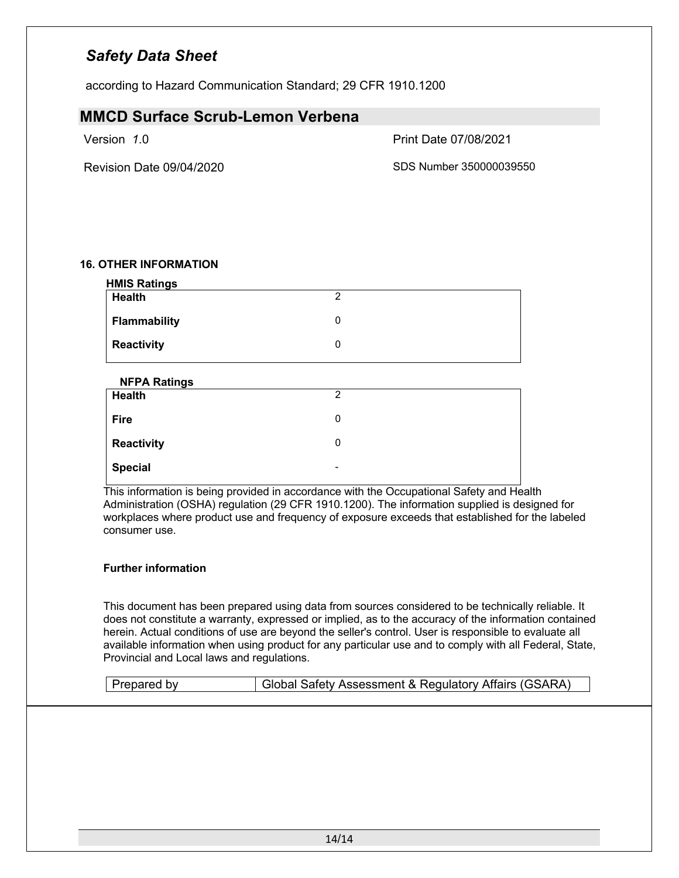## 16. OTHER INFORMATION

**HMIS Ratings**

| | |
|---|---|
| **Health** | 2 |
| **Flammability** | 0 |
| **Reactivity** | 0 |

**NFPA Ratings**

| | |
|---|---|
| **Health** | 2 |
| **Fire** | 0 |
| **Reactivity** | 0 |
| **Special** | - |

This information is being provided in accordance with the Occupational Safety and Health Administration (OSHA) regulation (29 CFR 1910.1200). The information supplied is designed for workplaces where product use and frequency of exposure exceeds that established for the labeled consumer use.

**Further information**

This document has been prepared using data from sources considered to be technically reliable. It does not constitute a warranty, expressed or implied, as to the accuracy of the information contained herein. Actual conditions of use are beyond the seller's control. User is responsible to evaluate all available information when using product for any particular use and to comply with all Federal, State, Provincial and Local laws and regulations.

| | |
|---|---|
| Prepared by | Global Safety Assessment & Regulatory Affairs (GSARA) |